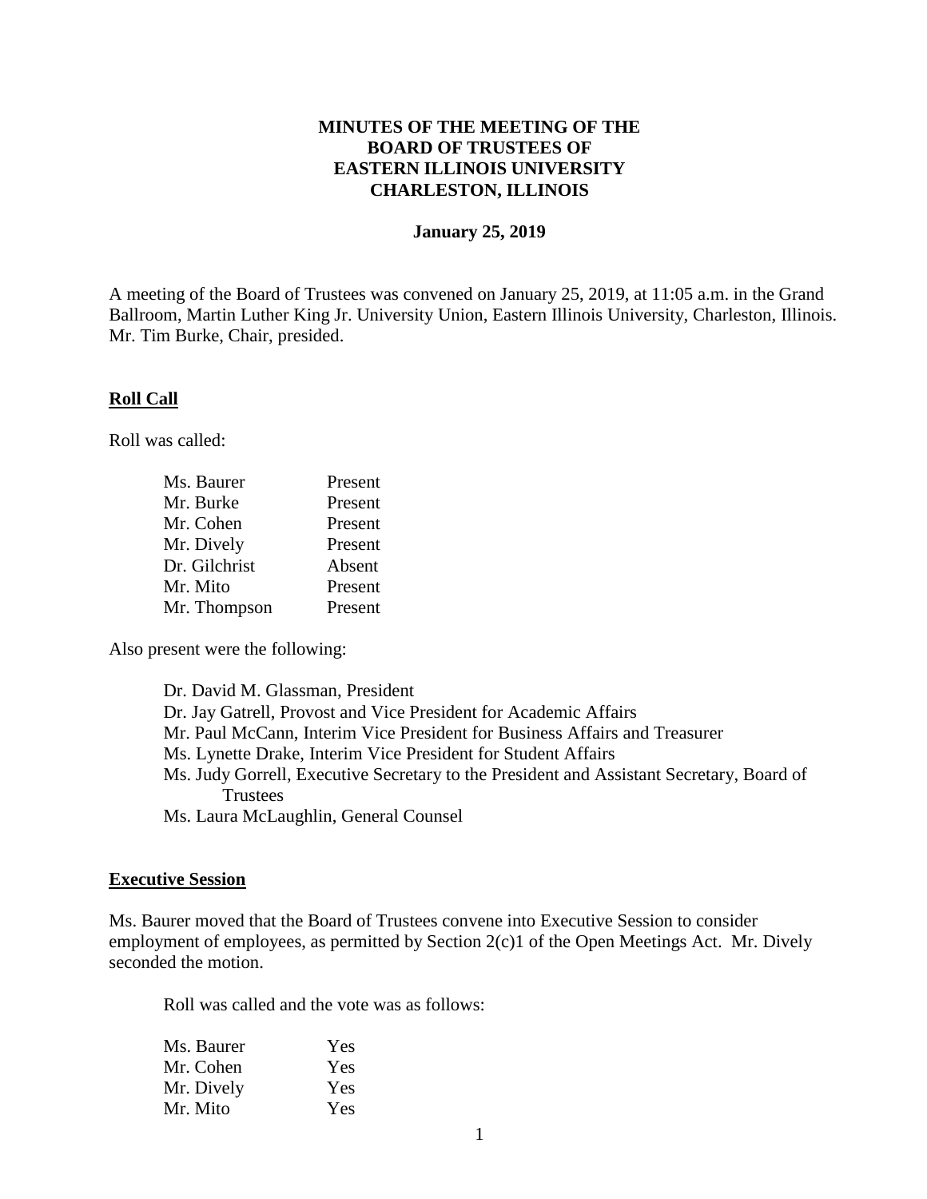**MINUTES OF THE MEETING OF THE**
**BOARD OF TRUSTEES OF**
**EASTERN ILLINOIS UNIVERSITY**
**CHARLESTON, ILLINOIS**

**January 25, 2019**

A meeting of the Board of Trustees was convened on January 25, 2019, at 11:05 a.m. in the Grand Ballroom, Martin Luther King Jr. University Union, Eastern Illinois University, Charleston, Illinois. Mr. Tim Burke, Chair, presided.

## Roll Call

Roll was called:

| | |
|---|---|
| Ms. Baurer | Present |
| Mr. Burke | Present |
| Mr. Cohen | Present |
| Mr. Dively | Present |
| Dr. Gilchrist | Absent |
| Mr. Mito | Present |
| Mr. Thompson | Present |

Also present were the following:

- Dr. David M. Glassman, President
- Dr. Jay Gatrell, Provost and Vice President for Academic Affairs
- Mr. Paul McCann, Interim Vice President for Business Affairs and Treasurer
- Ms. Lynette Drake, Interim Vice President for Student Affairs
- Ms. Judy Gorrell, Executive Secretary to the President and Assistant Secretary, Board of Trustees
- Ms. Laura McLaughlin, General Counsel

## Executive Session

Ms. Baurer moved that the Board of Trustees convene into Executive Session to consider employment of employees, as permitted by Section 2(c)1 of the Open Meetings Act. Mr. Dively seconded the motion.

Roll was called and the vote was as follows:

| | |
|---|---|
| Ms. Baurer | Yes |
| Mr. Cohen | Yes |
| Mr. Dively | Yes |
| Mr. Mito | Yes |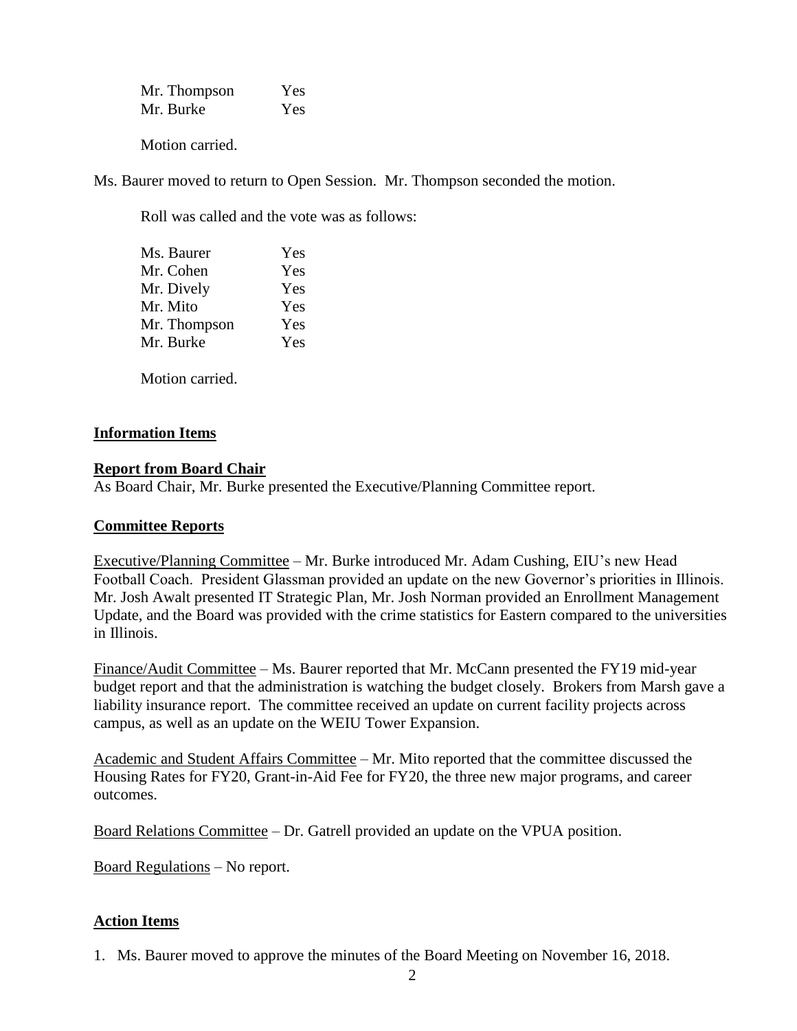| | |
|---|---|
| Mr. Thompson | Yes |
| Mr. Burke | Yes |

Motion carried.

Ms. Baurer moved to return to Open Session. Mr. Thompson seconded the motion.

Roll was called and the vote was as follows:

| | |
|---|---|
| Ms. Baurer | Yes |
| Mr. Cohen | Yes |
| Mr. Dively | Yes |
| Mr. Mito | Yes |
| Mr. Thompson | Yes |
| Mr. Burke | Yes |

Motion carried.

## Information Items

### Report from Board Chair

As Board Chair, Mr. Burke presented the Executive/Planning Committee report.

### Committee Reports

Executive/Planning Committee – Mr. Burke introduced Mr. Adam Cushing, EIU's new Head Football Coach. President Glassman provided an update on the new Governor's priorities in Illinois. Mr. Josh Awalt presented IT Strategic Plan, Mr. Josh Norman provided an Enrollment Management Update, and the Board was provided with the crime statistics for Eastern compared to the universities in Illinois.

Finance/Audit Committee – Ms. Baurer reported that Mr. McCann presented the FY19 mid-year budget report and that the administration is watching the budget closely. Brokers from Marsh gave a liability insurance report. The committee received an update on current facility projects across campus, as well as an update on the WEIU Tower Expansion.

Academic and Student Affairs Committee – Mr. Mito reported that the committee discussed the Housing Rates for FY20, Grant-in-Aid Fee for FY20, the three new major programs, and career outcomes.

Board Relations Committee – Dr. Gatrell provided an update on the VPUA position.

Board Regulations – No report.

## Action Items

1. Ms. Baurer moved to approve the minutes of the Board Meeting on November 16, 2018.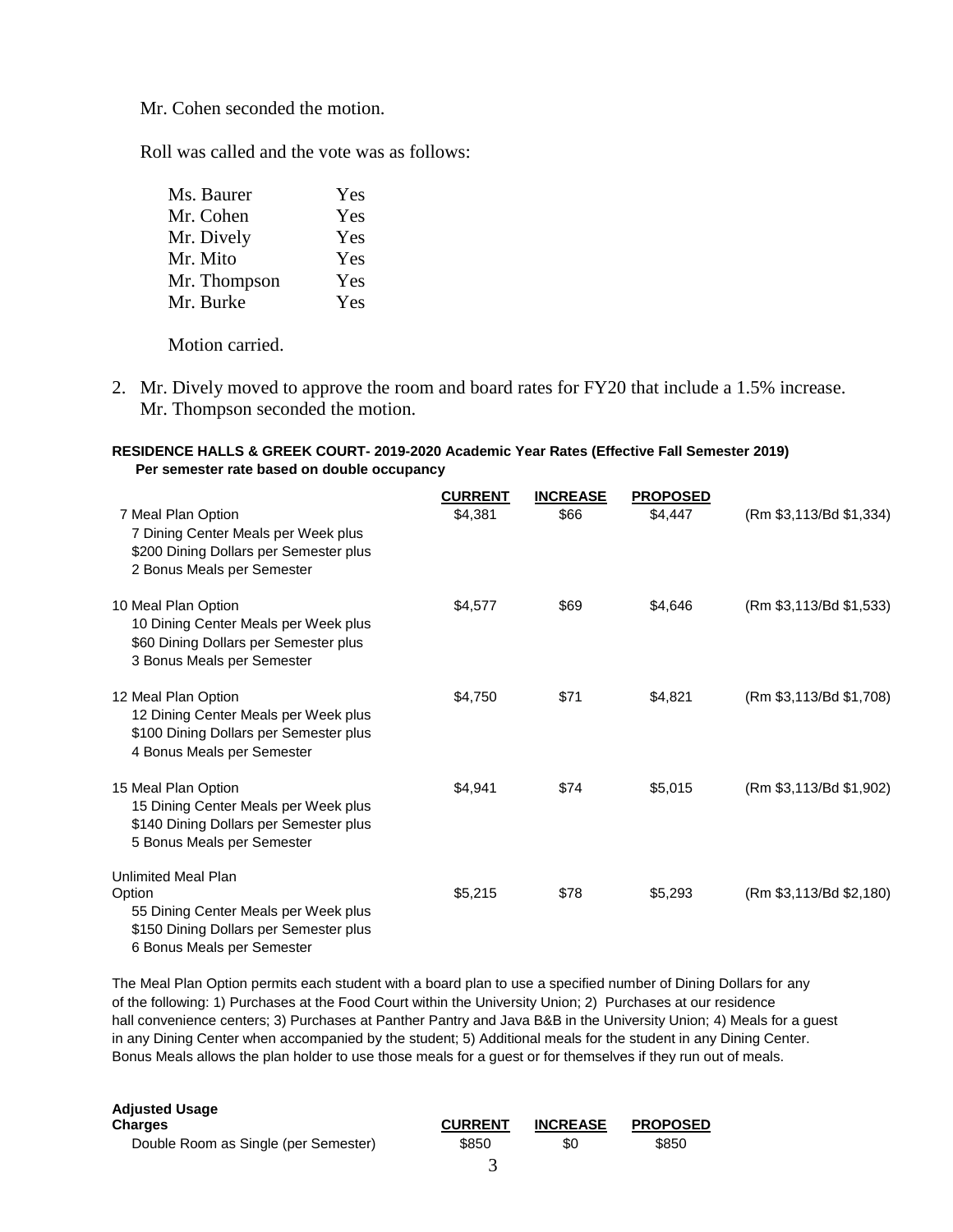Mr. Cohen seconded the motion.

Roll was called and the vote was as follows:

| | |
|---|---|
| Ms. Baurer | Yes |
| Mr. Cohen | Yes |
| Mr. Dively | Yes |
| Mr. Mito | Yes |
| Mr. Thompson | Yes |
| Mr. Burke | Yes |

Motion carried.

2. Mr. Dively moved to approve the room and board rates for FY20 that include a 1.5% increase. Mr. Thompson seconded the motion.

**RESIDENCE HALLS & GREEK COURT- 2019-2020 Academic Year Rates (Effective Fall Semester 2019)**
**Per semester rate based on double occupancy**

| | CURRENT | INCREASE | PROPOSED | |
|---|---|---|---|---|
| 7 Meal Plan Option<br>7 Dining Center Meals per Week plus<br>$200 Dining Dollars per Semester plus<br>2 Bonus Meals per Semester | $4,381 | $66 | $4,447 | (Rm $3,113/Bd $1,334) |
| 10 Meal Plan Option<br>10 Dining Center Meals per Week plus<br>$60 Dining Dollars per Semester plus<br>3 Bonus Meals per Semester | $4,577 | $69 | $4,646 | (Rm $3,113/Bd $1,533) |
| 12 Meal Plan Option<br>12 Dining Center Meals per Week plus<br>$100 Dining Dollars per Semester plus<br>4 Bonus Meals per Semester | $4,750 | $71 | $4,821 | (Rm $3,113/Bd $1,708) |
| 15 Meal Plan Option<br>15 Dining Center Meals per Week plus<br>$140 Dining Dollars per Semester plus<br>5 Bonus Meals per Semester | $4,941 | $74 | $5,015 | (Rm $3,113/Bd $1,902) |
| Unlimited Meal Plan Option<br>55 Dining Center Meals per Week plus<br>$150 Dining Dollars per Semester plus<br>6 Bonus Meals per Semester | $5,215 | $78 | $5,293 | (Rm $3,113/Bd $2,180) |

The Meal Plan Option permits each student with a board plan to use a specified number of Dining Dollars for any of the following: 1) Purchases at the Food Court within the University Union; 2) Purchases at our residence hall convenience centers; 3) Purchases at Panther Pantry and Java B&B in the University Union; 4) Meals for a guest in any Dining Center when accompanied by the student; 5) Additional meals for the student in any Dining Center. Bonus Meals allows the plan holder to use those meals for a guest or for themselves if they run out of meals.

| Adjusted Usage Charges | CURRENT | INCREASE | PROPOSED |
|---|---|---|---|
| Double Room as Single (per Semester) | $850 | $0 | $850 |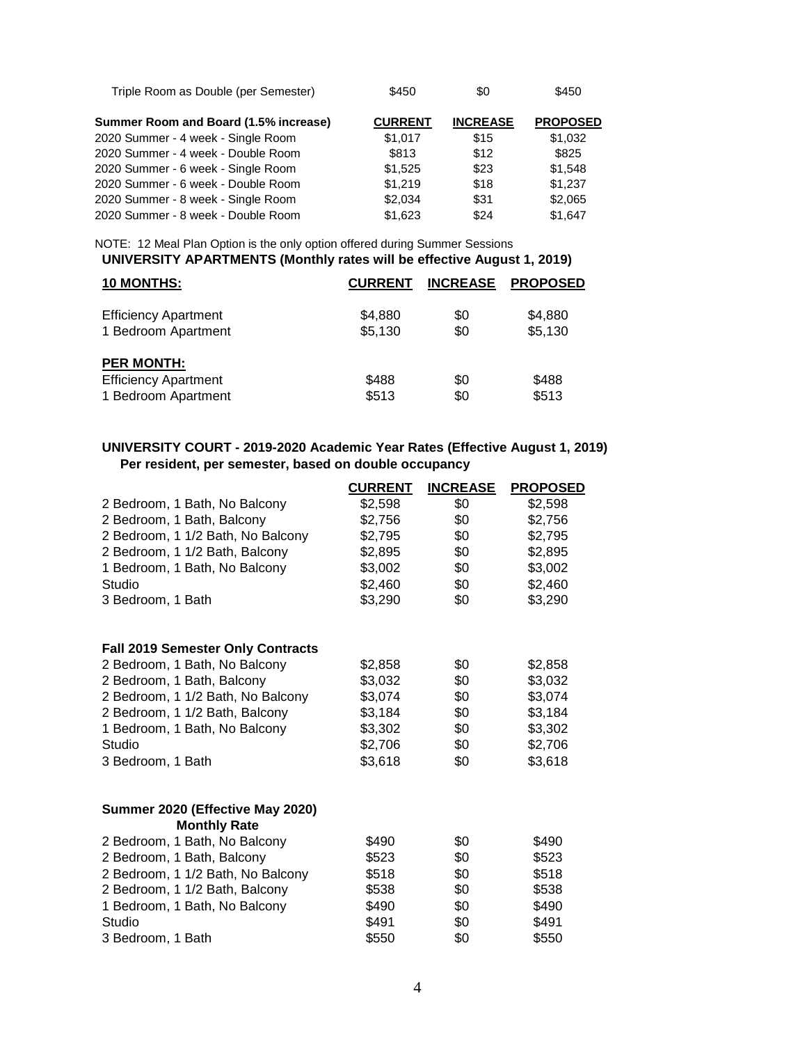| | | | |
|---|---|---|---|
| Triple Room as Double (per Semester) | $450 | $0 | $450 |

| **Summer Room and Board (1.5% increase)** | **CURRENT** | **INCREASE** | **PROPOSED** |
|---|---|---|---|
| 2020 Summer - 4 week - Single Room | $1,017 | $15 | $1,032 |
| 2020 Summer - 4 week - Double Room | $813 | $12 | $825 |
| 2020 Summer - 6 week - Single Room | $1,525 | $23 | $1,548 |
| 2020 Summer - 6 week - Double Room | $1,219 | $18 | $1,237 |
| 2020 Summer - 8 week - Single Room | $2,034 | $31 | $2,065 |
| 2020 Summer - 8 week - Double Room | $1,623 | $24 | $1,647 |

NOTE: 12 Meal Plan Option is the only option offered during Summer Sessions

**UNIVERSITY APARTMENTS (Monthly rates will be effective August 1, 2019)**

| **10 MONTHS:** | **CURRENT** | **INCREASE** | **PROPOSED** |
|---|---|---|---|
| Efficiency Apartment | $4,880 | $0 | $4,880 |
| 1 Bedroom Apartment | $5,130 | $0 | $5,130 |
| **PER MONTH:** | | | |
| Efficiency Apartment | $488 | $0 | $488 |
| 1 Bedroom Apartment | $513 | $0 | $513 |

**UNIVERSITY COURT - 2019-2020 Academic Year Rates (Effective August 1, 2019)**
**Per resident, per semester, based on double occupancy**

| | **CURRENT** | **INCREASE** | **PROPOSED** |
|---|---|---|---|
| 2 Bedroom, 1 Bath, No Balcony | $2,598 | $0 | $2,598 |
| 2 Bedroom, 1 Bath, Balcony | $2,756 | $0 | $2,756 |
| 2 Bedroom, 1 1/2 Bath, No Balcony | $2,795 | $0 | $2,795 |
| 2 Bedroom, 1 1/2 Bath, Balcony | $2,895 | $0 | $2,895 |
| 1 Bedroom, 1 Bath, No Balcony | $3,002 | $0 | $3,002 |
| Studio | $2,460 | $0 | $2,460 |
| 3 Bedroom, 1 Bath | $3,290 | $0 | $3,290 |
| **Fall 2019 Semester Only Contracts** | | | |
| 2 Bedroom, 1 Bath, No Balcony | $2,858 | $0 | $2,858 |
| 2 Bedroom, 1 Bath, Balcony | $3,032 | $0 | $3,032 |
| 2 Bedroom, 1 1/2 Bath, No Balcony | $3,074 | $0 | $3,074 |
| 2 Bedroom, 1 1/2 Bath, Balcony | $3,184 | $0 | $3,184 |
| 1 Bedroom, 1 Bath, No Balcony | $3,302 | $0 | $3,302 |
| Studio | $2,706 | $0 | $2,706 |
| 3 Bedroom, 1 Bath | $3,618 | $0 | $3,618 |
| **Summer 2020 (Effective May 2020) Monthly Rate** | | | |
| 2 Bedroom, 1 Bath, No Balcony | $490 | $0 | $490 |
| 2 Bedroom, 1 Bath, Balcony | $523 | $0 | $523 |
| 2 Bedroom, 1 1/2 Bath, No Balcony | $518 | $0 | $518 |
| 2 Bedroom, 1 1/2 Bath, Balcony | $538 | $0 | $538 |
| 1 Bedroom, 1 Bath, No Balcony | $490 | $0 | $490 |
| Studio | $491 | $0 | $491 |
| 3 Bedroom, 1 Bath | $550 | $0 | $550 |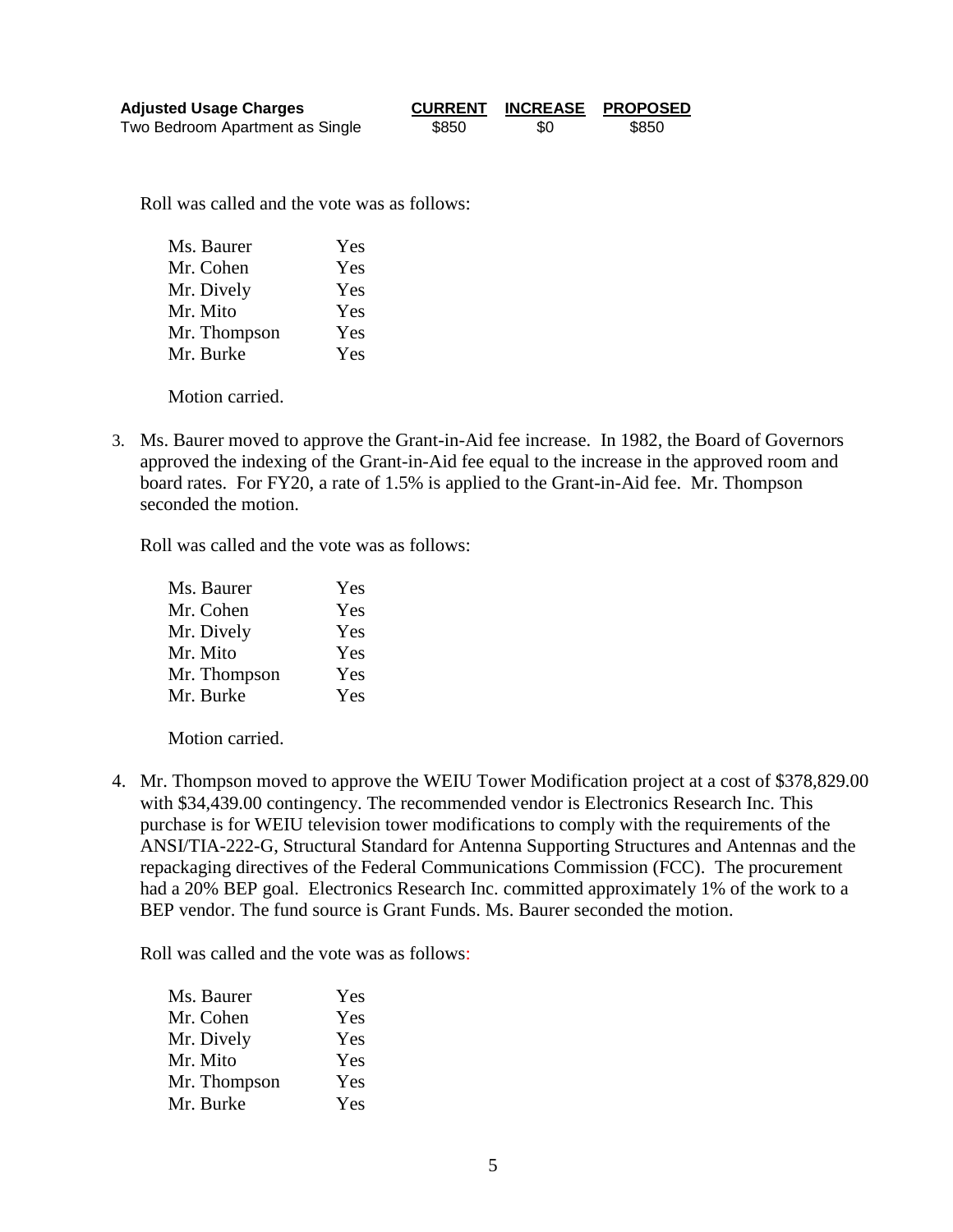| Adjusted Usage Charges | CURRENT | INCREASE | PROPOSED |
|---|---|---|---|
| Two Bedroom Apartment as Single | $850 | $0 | $850 |

Roll was called and the vote was as follows:

| | |
|---|---|
| Ms. Baurer | Yes |
| Mr. Cohen | Yes |
| Mr. Dively | Yes |
| Mr. Mito | Yes |
| Mr. Thompson | Yes |
| Mr. Burke | Yes |

Motion carried.

3. Ms. Baurer moved to approve the Grant-in-Aid fee increase. In 1982, the Board of Governors approved the indexing of the Grant-in-Aid fee equal to the increase in the approved room and board rates. For FY20, a rate of 1.5% is applied to the Grant-in-Aid fee. Mr. Thompson seconded the motion.

   Roll was called and the vote was as follows:

   | | |
   |---|---|
   | Ms. Baurer | Yes |
   | Mr. Cohen | Yes |
   | Mr. Dively | Yes |
   | Mr. Mito | Yes |
   | Mr. Thompson | Yes |
   | Mr. Burke | Yes |

   Motion carried.

4. Mr. Thompson moved to approve the WEIU Tower Modification project at a cost of $378,829.00 with $34,439.00 contingency. The recommended vendor is Electronics Research Inc. This purchase is for WEIU television tower modifications to comply with the requirements of the ANSI/TIA-222-G, Structural Standard for Antenna Supporting Structures and Antennas and the repackaging directives of the Federal Communications Commission (FCC). The procurement had a 20% BEP goal. Electronics Research Inc. committed approximately 1% of the work to a BEP vendor. The fund source is Grant Funds. Ms. Baurer seconded the motion.

   Roll was called and the vote was as follows:

   | | |
   |---|---|
   | Ms. Baurer | Yes |
   | Mr. Cohen | Yes |
   | Mr. Dively | Yes |
   | Mr. Mito | Yes |
   | Mr. Thompson | Yes |
   | Mr. Burke | Yes |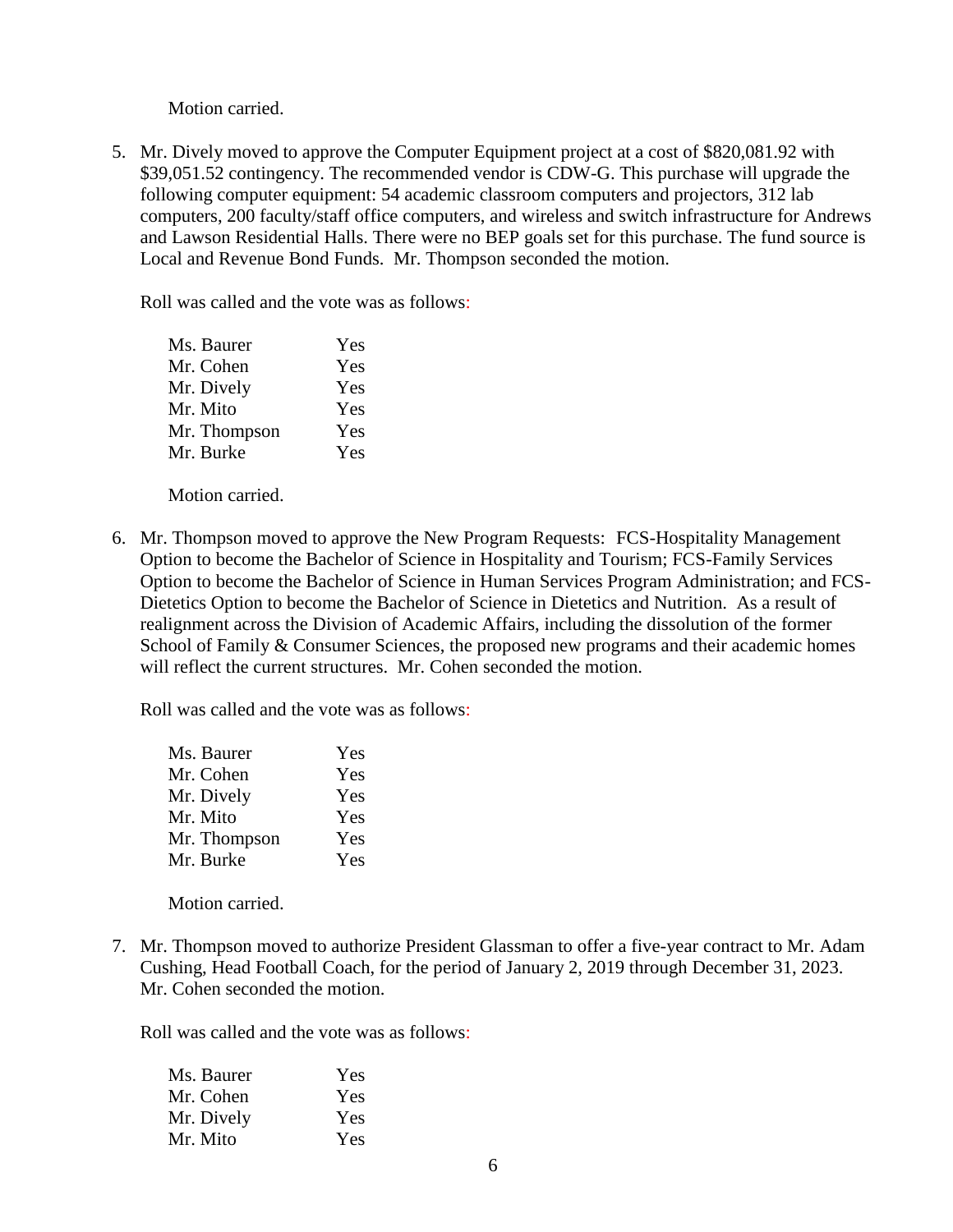Motion carried.

5. Mr. Dively moved to approve the Computer Equipment project at a cost of $820,081.92 with $39,051.52 contingency. The recommended vendor is CDW-G. This purchase will upgrade the following computer equipment: 54 academic classroom computers and projectors, 312 lab computers, 200 faculty/staff office computers, and wireless and switch infrastructure for Andrews and Lawson Residential Halls. There were no BEP goals set for this purchase. The fund source is Local and Revenue Bond Funds. Mr. Thompson seconded the motion.

   Roll was called and the vote was as follows:

   | | |
   |---|---|
   | Ms. Baurer | Yes |
   | Mr. Cohen | Yes |
   | Mr. Dively | Yes |
   | Mr. Mito | Yes |
   | Mr. Thompson | Yes |
   | Mr. Burke | Yes |

   Motion carried.

6. Mr. Thompson moved to approve the New Program Requests: FCS-Hospitality Management Option to become the Bachelor of Science in Hospitality and Tourism; FCS-Family Services Option to become the Bachelor of Science in Human Services Program Administration; and FCS-Dietetics Option to become the Bachelor of Science in Dietetics and Nutrition. As a result of realignment across the Division of Academic Affairs, including the dissolution of the former School of Family & Consumer Sciences, the proposed new programs and their academic homes will reflect the current structures. Mr. Cohen seconded the motion.

   Roll was called and the vote was as follows:

   | | |
   |---|---|
   | Ms. Baurer | Yes |
   | Mr. Cohen | Yes |
   | Mr. Dively | Yes |
   | Mr. Mito | Yes |
   | Mr. Thompson | Yes |
   | Mr. Burke | Yes |

   Motion carried.

7. Mr. Thompson moved to authorize President Glassman to offer a five-year contract to Mr. Adam Cushing, Head Football Coach, for the period of January 2, 2019 through December 31, 2023. Mr. Cohen seconded the motion.

   Roll was called and the vote was as follows:

   | | |
   |---|---|
   | Ms. Baurer | Yes |
   | Mr. Cohen | Yes |
   | Mr. Dively | Yes |
   | Mr. Mito | Yes |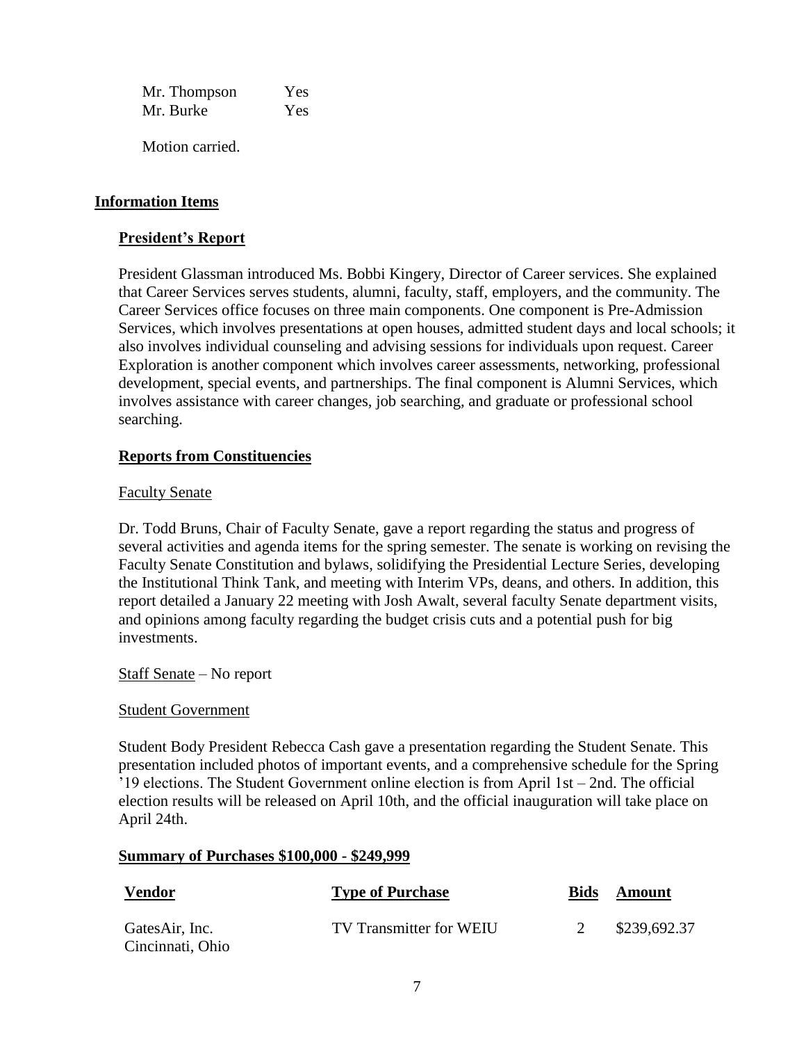| | |
|---|---|
| Mr. Thompson | Yes |
| Mr. Burke | Yes |

Motion carried.

## Information Items

### President's Report

President Glassman introduced Ms. Bobbi Kingery, Director of Career services. She explained that Career Services serves students, alumni, faculty, staff, employers, and the community. The Career Services office focuses on three main components. One component is Pre-Admission Services, which involves presentations at open houses, admitted student days and local schools; it also involves individual counseling and advising sessions for individuals upon request. Career Exploration is another component which involves career assessments, networking, professional development, special events, and partnerships. The final component is Alumni Services, which involves assistance with career changes, job searching, and graduate or professional school searching.

### Reports from Constituencies

Faculty Senate

Dr. Todd Bruns, Chair of Faculty Senate, gave a report regarding the status and progress of several activities and agenda items for the spring semester. The senate is working on revising the Faculty Senate Constitution and bylaws, solidifying the Presidential Lecture Series, developing the Institutional Think Tank, and meeting with Interim VPs, deans, and others. In addition, this report detailed a January 22 meeting with Josh Awalt, several faculty Senate department visits, and opinions among faculty regarding the budget crisis cuts and a potential push for big investments.

Staff Senate – No report

Student Government

Student Body President Rebecca Cash gave a presentation regarding the Student Senate. This presentation included photos of important events, and a comprehensive schedule for the Spring '19 elections. The Student Government online election is from April 1st – 2nd. The official election results will be released on April 10th, and the official inauguration will take place on April 24th.

### Summary of Purchases $100,000 - $249,999

| Vendor | Type of Purchase | Bids | Amount |
|---|---|---|---|
| GatesAir, Inc. Cincinnati, Ohio | TV Transmitter for WEIU | 2 | $239,692.37 |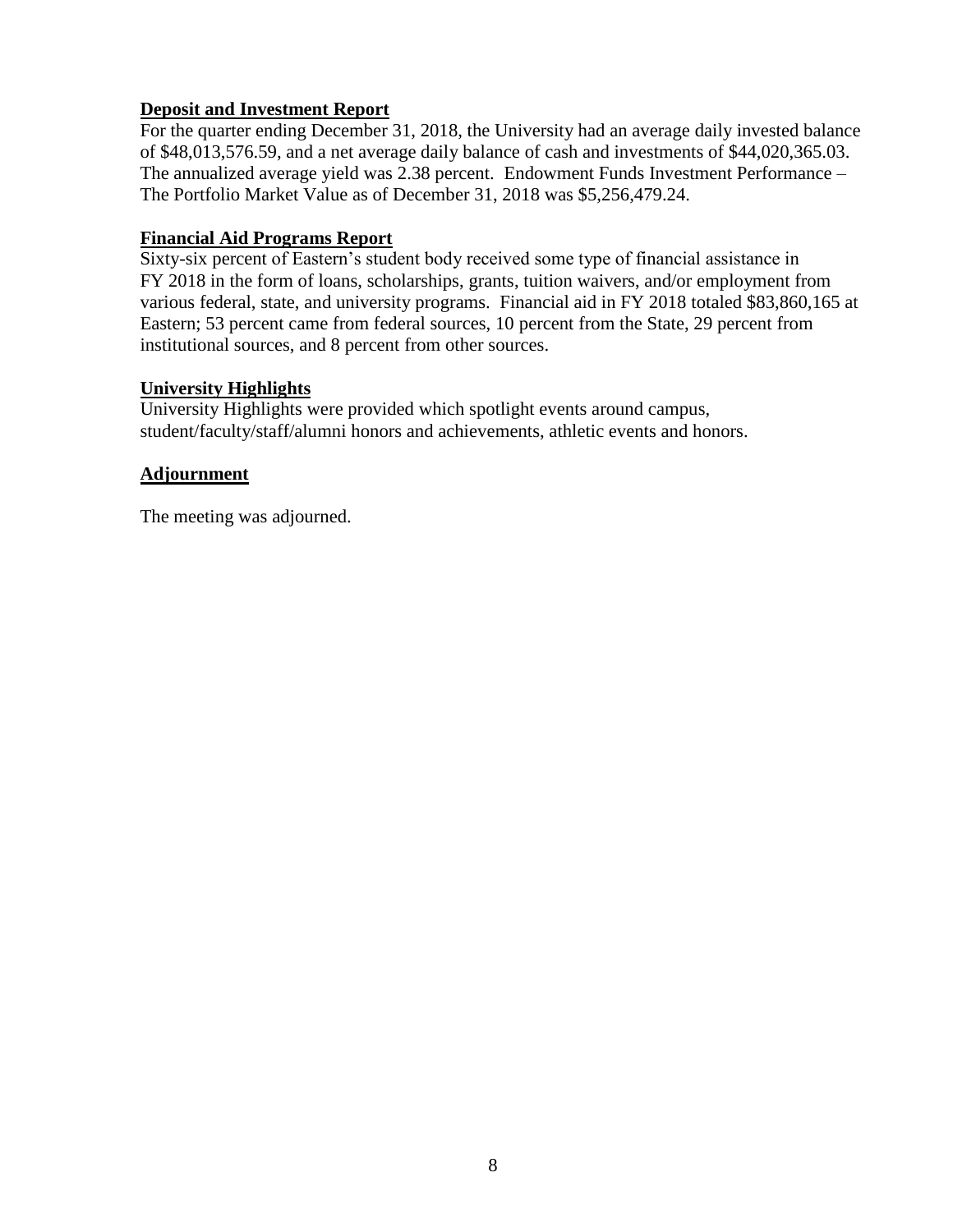**Deposit and Investment Report**

For the quarter ending December 31, 2018, the University had an average daily invested balance of $48,013,576.59, and a net average daily balance of cash and investments of $44,020,365.03. The annualized average yield was 2.38 percent. Endowment Funds Investment Performance – The Portfolio Market Value as of December 31, 2018 was $5,256,479.24.

**Financial Aid Programs Report**

Sixty-six percent of Eastern's student body received some type of financial assistance in FY 2018 in the form of loans, scholarships, grants, tuition waivers, and/or employment from various federal, state, and university programs. Financial aid in FY 2018 totaled $83,860,165 at Eastern; 53 percent came from federal sources, 10 percent from the State, 29 percent from institutional sources, and 8 percent from other sources.

**University Highlights**

University Highlights were provided which spotlight events around campus, student/faculty/staff/alumni honors and achievements, athletic events and honors.

**Adjournment**

The meeting was adjourned.